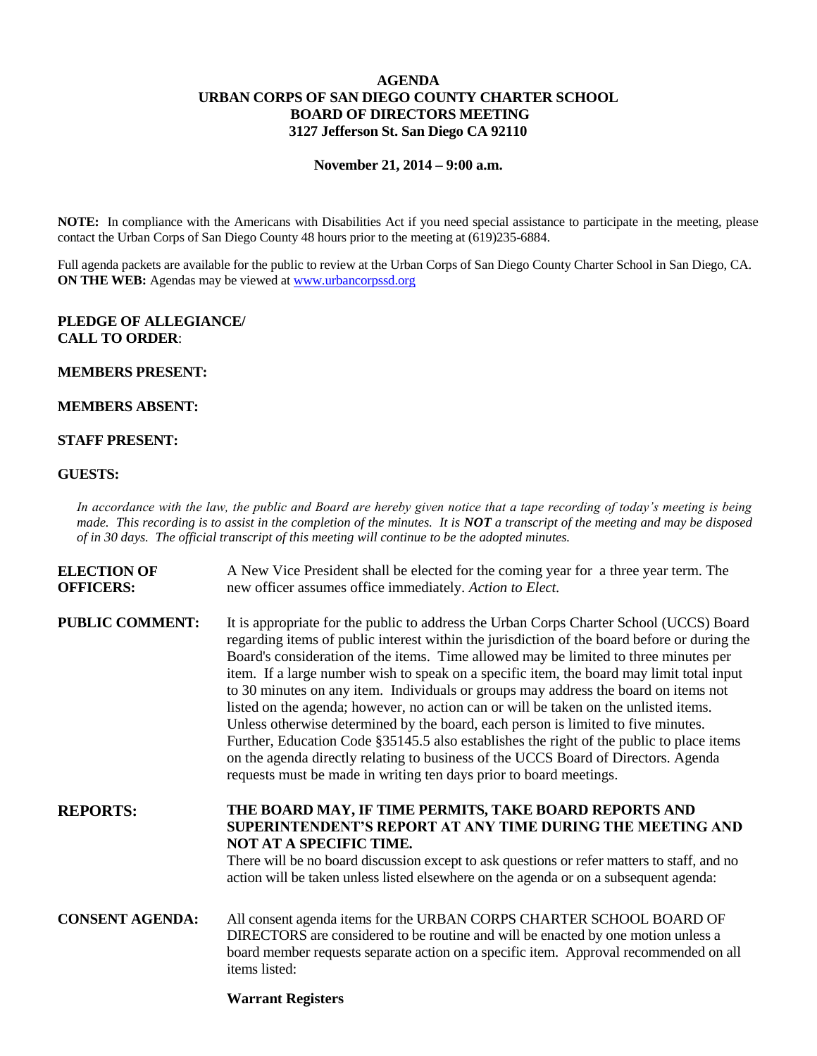**AGENDA**
**URBAN CORPS OF SAN DIEGO COUNTY CHARTER SCHOOL**
**BOARD OF DIRECTORS MEETING**
**3127 Jefferson St. San Diego CA 92110**

**November 21, 2014 – 9:00 a.m.**

**NOTE:** In compliance with the Americans with Disabilities Act if you need special assistance to participate in the meeting, please contact the Urban Corps of San Diego County 48 hours prior to the meeting at (619)235-6884.

Full agenda packets are available for the public to review at the Urban Corps of San Diego County Charter School in San Diego, CA.
**ON THE WEB:** Agendas may be viewed at www.urbancorpssd.org

**PLEDGE OF ALLEGIANCE/**
**CALL TO ORDER**:

**MEMBERS PRESENT:**

**MEMBERS ABSENT:**

**STAFF PRESENT:**

**GUESTS:**

*In accordance with the law, the public and Board are hereby given notice that a tape recording of today's meeting is being made. This recording is to assist in the completion of the minutes. It is **NOT** a transcript of the meeting and may be disposed of in 30 days. The official transcript of this meeting will continue to be the adopted minutes.*

**ELECTION OF OFFICERS:** A New Vice President shall be elected for the coming year for a three year term. The new officer assumes office immediately. *Action to Elect.*

**PUBLIC COMMENT:** It is appropriate for the public to address the Urban Corps Charter School (UCCS) Board regarding items of public interest within the jurisdiction of the board before or during the Board's consideration of the items. Time allowed may be limited to three minutes per item. If a large number wish to speak on a specific item, the board may limit total input to 30 minutes on any item. Individuals or groups may address the board on items not listed on the agenda; however, no action can or will be taken on the unlisted items. Unless otherwise determined by the board, each person is limited to five minutes. Further, Education Code §35145.5 also establishes the right of the public to place items on the agenda directly relating to business of the UCCS Board of Directors. Agenda requests must be made in writing ten days prior to board meetings.

**REPORTS:** **THE BOARD MAY, IF TIME PERMITS, TAKE BOARD REPORTS AND SUPERINTENDENT'S REPORT AT ANY TIME DURING THE MEETING AND NOT AT A SPECIFIC TIME.**
There will be no board discussion except to ask questions or refer matters to staff, and no action will be taken unless listed elsewhere on the agenda or on a subsequent agenda:

**CONSENT AGENDA:** All consent agenda items for the URBAN CORPS CHARTER SCHOOL BOARD OF DIRECTORS are considered to be routine and will be enacted by one motion unless a board member requests separate action on a specific item. Approval recommended on all items listed:

**Warrant Registers**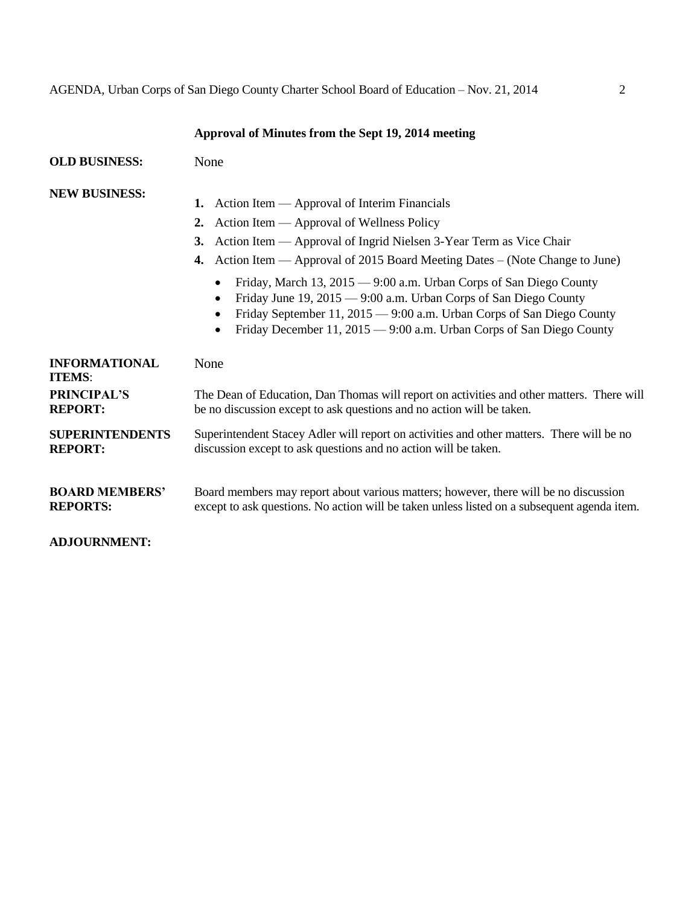**Approval of Minutes from the Sept 19, 2014 meeting**

**OLD BUSINESS:** None

**NEW BUSINESS:**

1. Action Item — Approval of Interim Financials
2. Action Item — Approval of Wellness Policy
3. Action Item — Approval of Ingrid Nielsen 3-Year Term as Vice Chair
4. Action Item — Approval of 2015 Board Meeting Dates – (Note Change to June)
   - Friday, March 13, 2015 — 9:00 a.m. Urban Corps of San Diego County
   - Friday June 19, 2015 — 9:00 a.m. Urban Corps of San Diego County
   - Friday September 11, 2015 — 9:00 a.m. Urban Corps of San Diego County
   - Friday December 11, 2015 — 9:00 a.m. Urban Corps of San Diego County

**INFORMATIONAL ITEMS:** None

**PRINCIPAL'S REPORT:** The Dean of Education, Dan Thomas will report on activities and other matters. There will be no discussion except to ask questions and no action will be taken.

**SUPERINTENDENTS REPORT:** Superintendent Stacey Adler will report on activities and other matters. There will be no discussion except to ask questions and no action will be taken.

**BOARD MEMBERS' REPORTS:** Board members may report about various matters; however, there will be no discussion except to ask questions. No action will be taken unless listed on a subsequent agenda item.

**ADJOURNMENT:**